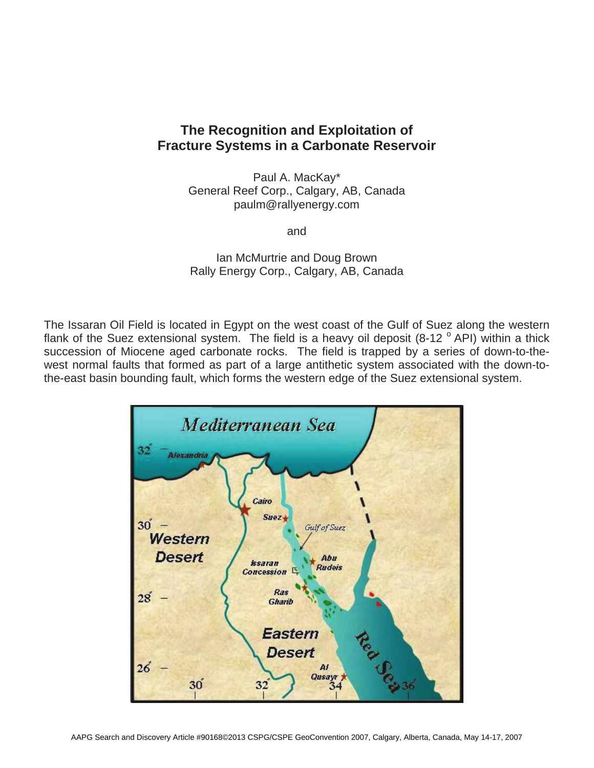# The Recognition and Exploitation of Fracture Systems in a Carbonate Reservoir

Paul A. MacKay*
General Reef Corp., Calgary, AB, Canada
paulm@rallyenergy.com

and

Ian McMurtrie and Doug Brown
Rally Energy Corp., Calgary, AB, Canada

The Issaran Oil Field is located in Egypt on the west coast of the Gulf of Suez along the western flank of the Suez extensional system. The field is a heavy oil deposit (8-12 $^{o}$ API) within a thick succession of Miocene aged carbonate rocks. The field is trapped by a series of down-to-the-west normal faults that formed as part of a large antithetic system associated with the down-to-the-east basin bounding fault, which forms the western edge of the Suez extensional system.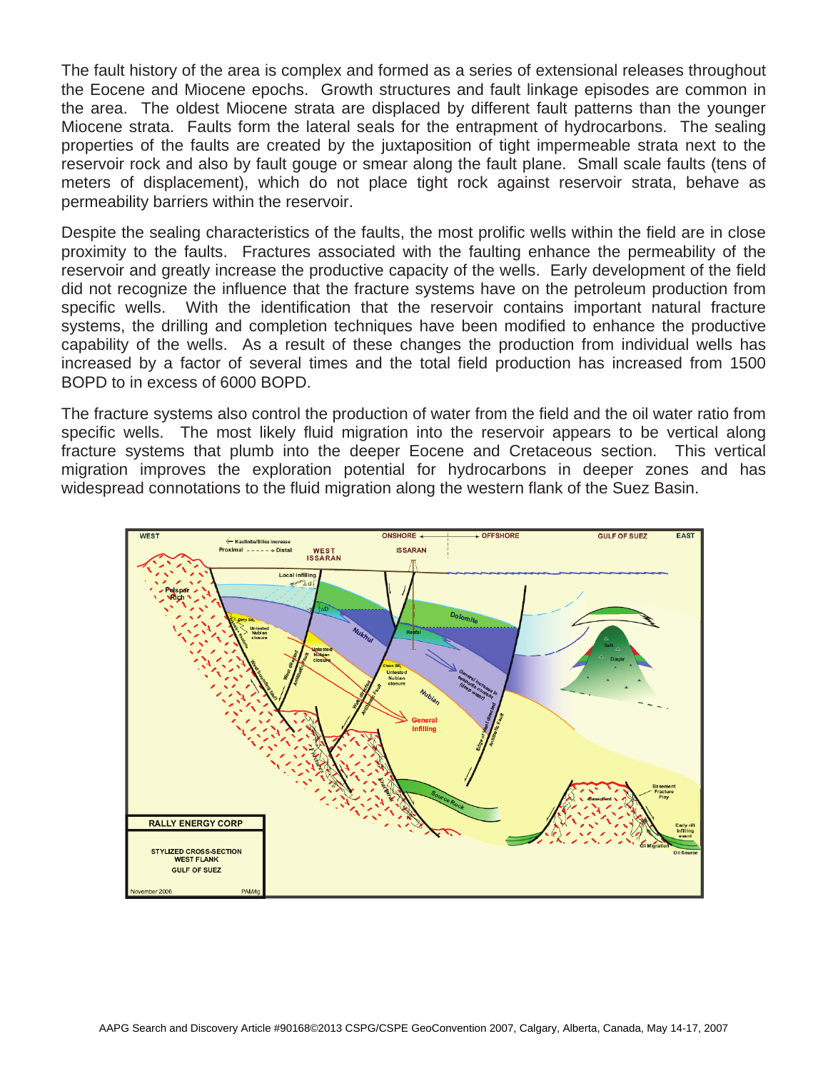The fault history of the area is complex and formed as a series of extensional releases throughout the Eocene and Miocene epochs. Growth structures and fault linkage episodes are common in the area. The oldest Miocene strata are displaced by different fault patterns than the younger Miocene strata. Faults form the lateral seals for the entrapment of hydrocarbons. The sealing properties of the faults are created by the juxtaposition of tight impermeable strata next to the reservoir rock and also by fault gouge or smear along the fault plane. Small scale faults (tens of meters of displacement), which do not place tight rock against reservoir strata, behave as permeability barriers within the reservoir.

Despite the sealing characteristics of the faults, the most prolific wells within the field are in close proximity to the faults. Fractures associated with the faulting enhance the permeability of the reservoir and greatly increase the productive capacity of the wells. Early development of the field did not recognize the influence that the fracture systems have on the petroleum production from specific wells. With the identification that the reservoir contains important natural fracture systems, the drilling and completion techniques have been modified to enhance the productive capability of the wells. As a result of these changes the production from individual wells has increased by a factor of several times and the total field production has increased from 1500 BOPD to in excess of 6000 BOPD.

The fracture systems also control the production of water from the field and the oil water ratio from specific wells. The most likely fluid migration into the reservoir appears to be vertical along fracture systems that plumb into the deeper Eocene and Cretaceous section. This vertical migration improves the exploration potential for hydrocarbons in deeper zones and has widespread connotations to the fluid migration along the western flank of the Suez Basin.

WEST
ONSHORE
OFFSHORE
GULF OF SUEZ
EAST
Kaolinite/Silica Increase
Proximal
Distal
WEST ISSARAN
ISSARAN
Local infilling
Felspar Rich
Dolomite
Nukhul
Nubian
General Infilling
Source Rock
Salt
Diapir
Basement
Basement Fracture Play
Early rift infilling event
Oil Migration
Oil Source

RALLY ENERGY CORP

STYLIZED CROSS-SECTION
WEST FLANK
GULF OF SUEZ

November 2006
PAM/tg